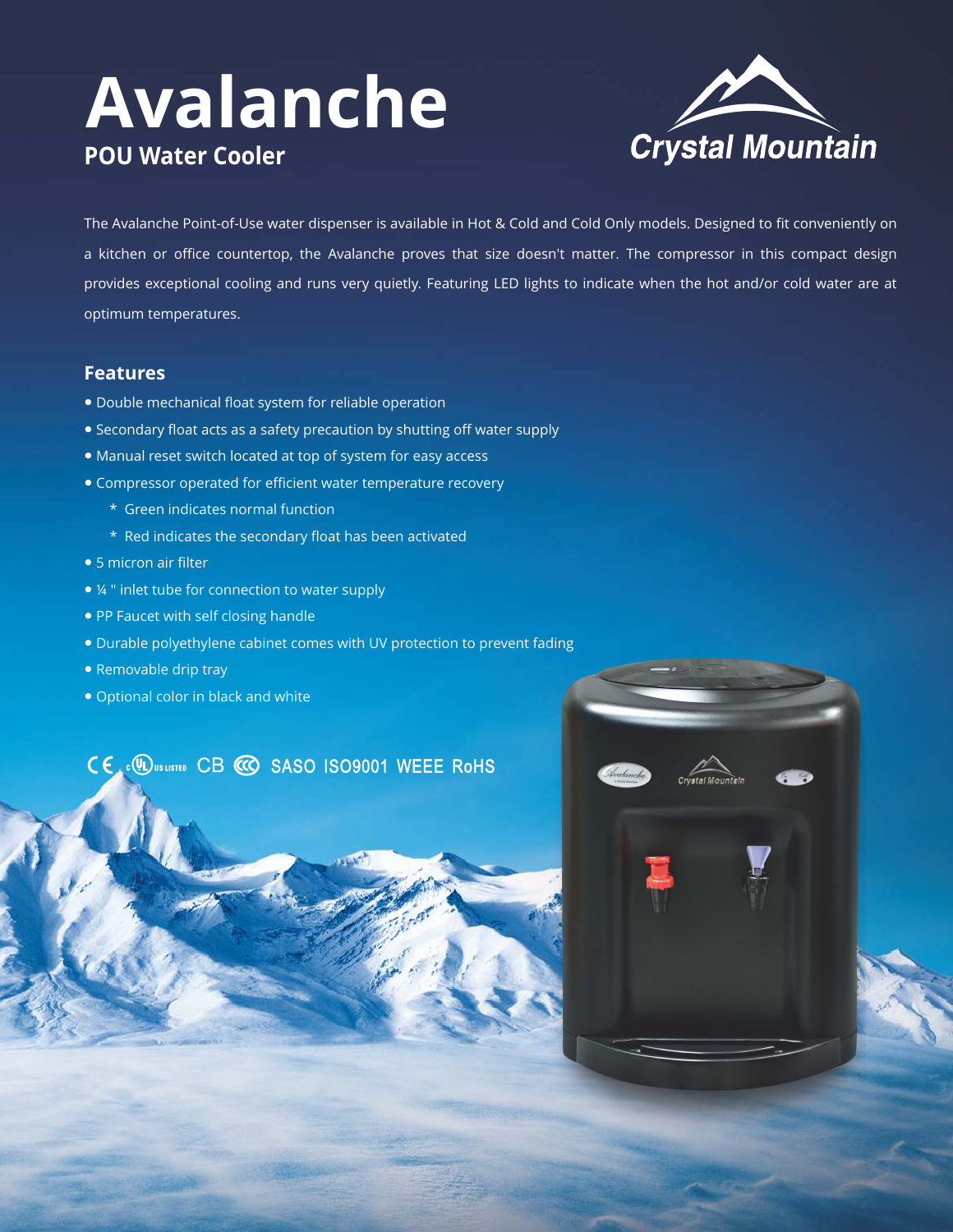# Avalanche

## POU Water Cooler

Crystal Mountain

The Avalanche Point-of-Use water dispenser is available in Hot & Cold and Cold Only models. Designed to fit conveniently on a kitchen or office countertop, the Avalanche proves that size doesn't matter. The compressor in this compact design provides exceptional cooling and runs very quietly. Featuring LED lights to indicate when the hot and/or cold water are at optimum temperatures.

### Features

- Double mechanical float system for reliable operation
- Secondary float acts as a safety precaution by shutting off water supply
- Manual reset switch located at top of system for easy access
- Compressor operated for efficient water temperature recovery
  - \* Green indicates normal function
  - \* Red indicates the secondary float has been activated
- 5 micron air filter
- ¼ " inlet tube for connection to water supply
- PP Faucet with self closing handle
- Durable polyethylene cabinet comes with UV protection to prevent fading
- Removable drip tray
- Optional color in black and white

CE cULus LISTED CB CCC SASO ISO9001 WEEE RoHS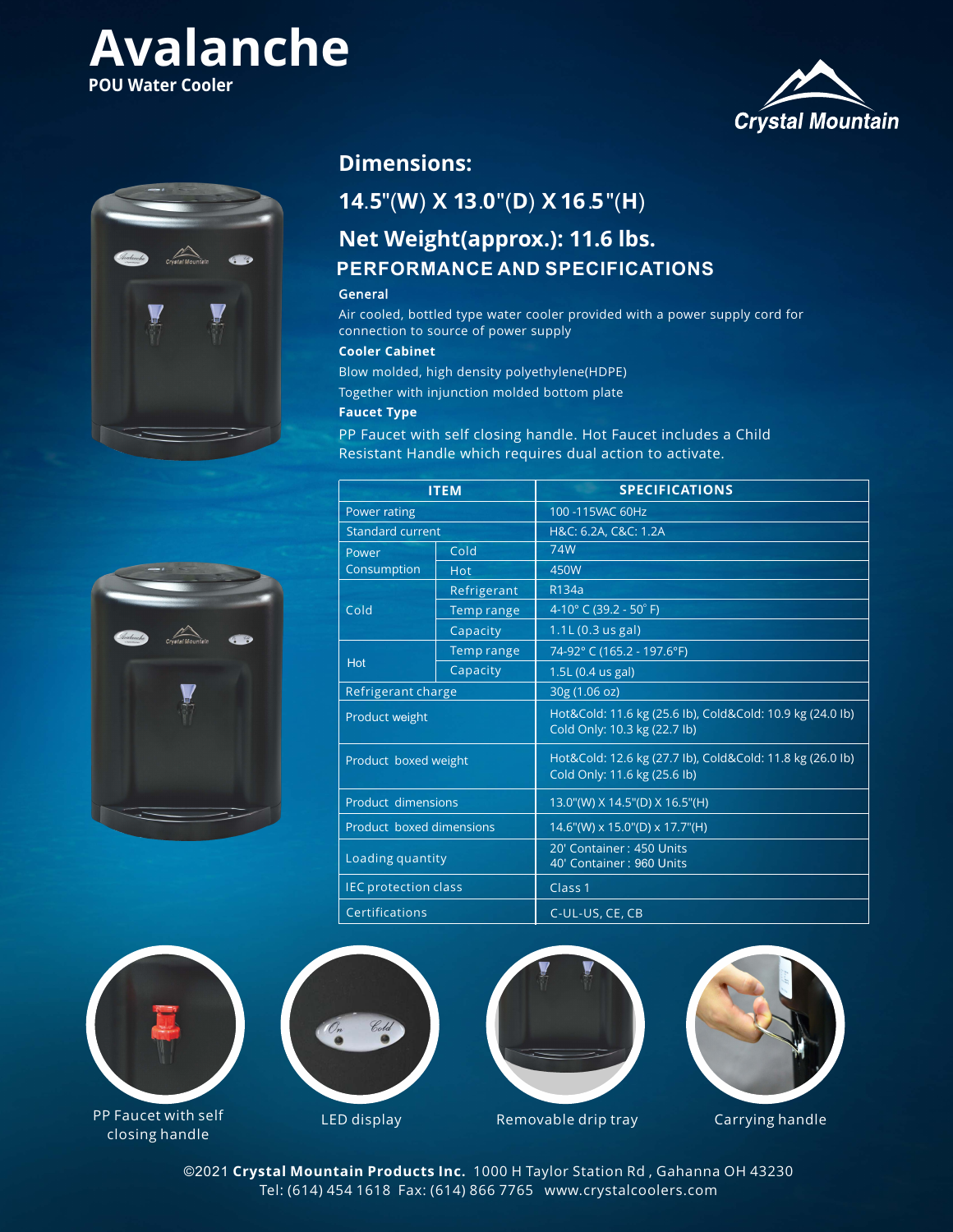# Avalanche

**POU Water Cooler**

Crystal Mountain

## Dimensions:

## 14.5"(W) X 13.0"(D) X 16.5"(H)

## Net Weight(approx.): 11.6 lbs.

### PERFORMANCE AND SPECIFICATIONS

**General**

Air cooled, bottled type water cooler provided with a power supply cord for connection to source of power supply

**Cooler Cabinet**

Blow molded, high density polyethylene(HDPE)

Together with injunction molded bottom plate

**Faucet Type**

PP Faucet with self closing handle. Hot Faucet includes a Child Resistant Handle which requires dual action to activate.

| ITEM | | SPECIFICATIONS |
|---|---|---|
| Power rating | | 100 -115VAC 60Hz |
| Standard current | | H&C: 6.2A, C&C: 1.2A |
| Power Consumption | Cold | 74W |
| | Hot | 450W |
| Cold | Refrigerant | R134a |
| | Temp range | 4-10° C (39.2 - 50° F) |
| | Capacity | 1.1L (0.3 us gal) |
| Hot | Temp range | 74-92° C (165.2 - 197.6°F) |
| | Capacity | 1.5L (0.4 us gal) |
| Refrigerant charge | | 30g (1.06 oz) |
| Product weight | | Hot&Cold: 11.6 kg (25.6 lb), Cold&Cold: 10.9 kg (24.0 lb) Cold Only: 10.3 kg (22.7 lb) |
| Product boxed weight | | Hot&Cold: 12.6 kg (27.7 lb), Cold&Cold: 11.8 kg (26.0 lb) Cold Only: 11.6 kg (25.6 lb) |
| Product dimensions | | 13.0"(W) X 14.5"(D) X 16.5"(H) |
| Product boxed dimensions | | 14.6"(W) x 15.0"(D) x 17.7"(H) |
| Loading quantity | | 20' Container : 450 Units 40' Container : 960 Units |
| IEC protection class | | Class 1 |
| Certifications | | C-UL-US, CE, CB |

PP Faucet with self closing handle

LED display

Removable drip tray

Carrying handle

©2021 **Crystal Mountain Products Inc.** 1000 H Taylor Station Rd , Gahanna OH 43230
Tel: (614) 454 1618 Fax: (614) 866 7765 www.crystalcoolers.com